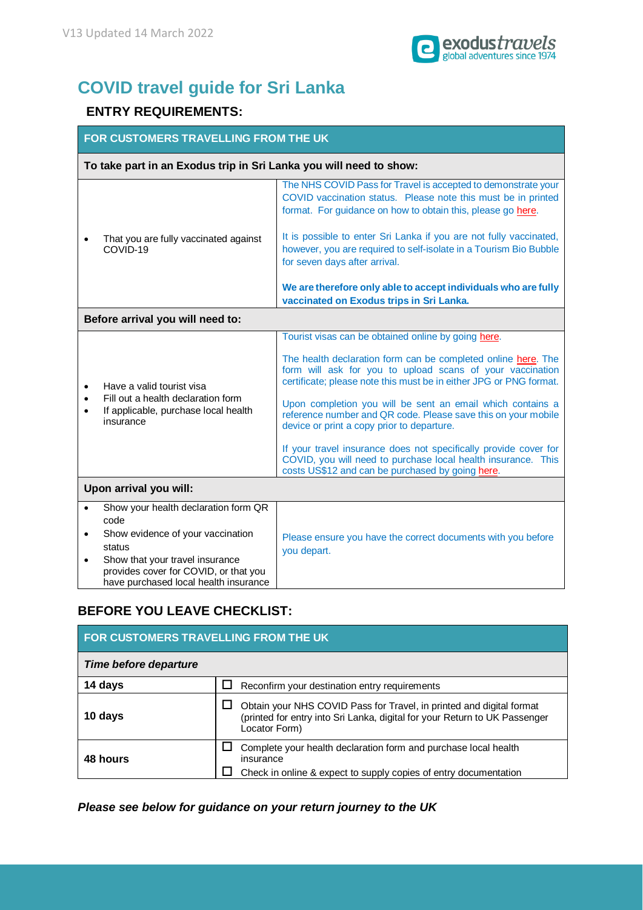V13 Updated 14 March 2022

# COVID travel guide for Sri Lanka

## ENTRY REQUIREMENTS:

| FOR CUSTOMERS TRAVELLING FROM THE UK | |
|---|---|
| **To take part in an Exodus trip in Sri Lanka you will need to show:** | |
| • That you are fully vaccinated against COVID-19 | The NHS COVID Pass for Travel is accepted to demonstrate your COVID vaccination status. Please note this must be in printed format. For guidance on how to obtain this, please go here.<br><br>It is possible to enter Sri Lanka if you are not fully vaccinated, however, you are required to self-isolate in a Tourism Bio Bubble for seven days after arrival.<br><br>**We are therefore only able to accept individuals who are fully vaccinated on Exodus trips in Sri Lanka.** |
| **Before arrival you will need to:** | |
| • Have a valid tourist visa<br>• Fill out a health declaration form<br>• If applicable, purchase local health insurance | Tourist visas can be obtained online by going here.<br><br>The health declaration form can be completed online here. The form will ask for you to upload scans of your vaccination certificate; please note this must be in either JPG or PNG format.<br><br>Upon completion you will be sent an email which contains a reference number and QR code. Please save this on your mobile device or print a copy prior to departure.<br><br>If your travel insurance does not specifically provide cover for COVID, you will need to purchase local health insurance. This costs US$12 and can be purchased by going here. |
| **Upon arrival you will:** | |
| • Show your health declaration form QR code<br>• Show evidence of your vaccination status<br>• Show that your travel insurance provides cover for COVID, or that you have purchased local health insurance | Please ensure you have the correct documents with you before you depart. |

## BEFORE YOU LEAVE CHECKLIST:

| FOR CUSTOMERS TRAVELLING FROM THE UK | |
|---|---|
| ***Time before departure*** | |
| **14 days** | ☐ Reconfirm your destination entry requirements |
| **10 days** | ☐ Obtain your NHS COVID Pass for Travel, in printed and digital format (printed for entry into Sri Lanka, digital for your Return to UK Passenger Locator Form) |
| **48 hours** | ☐ Complete your health declaration form and purchase local health insurance<br>☐ Check in online & expect to supply copies of entry documentation |

***Please see below for guidance on your return journey to the UK***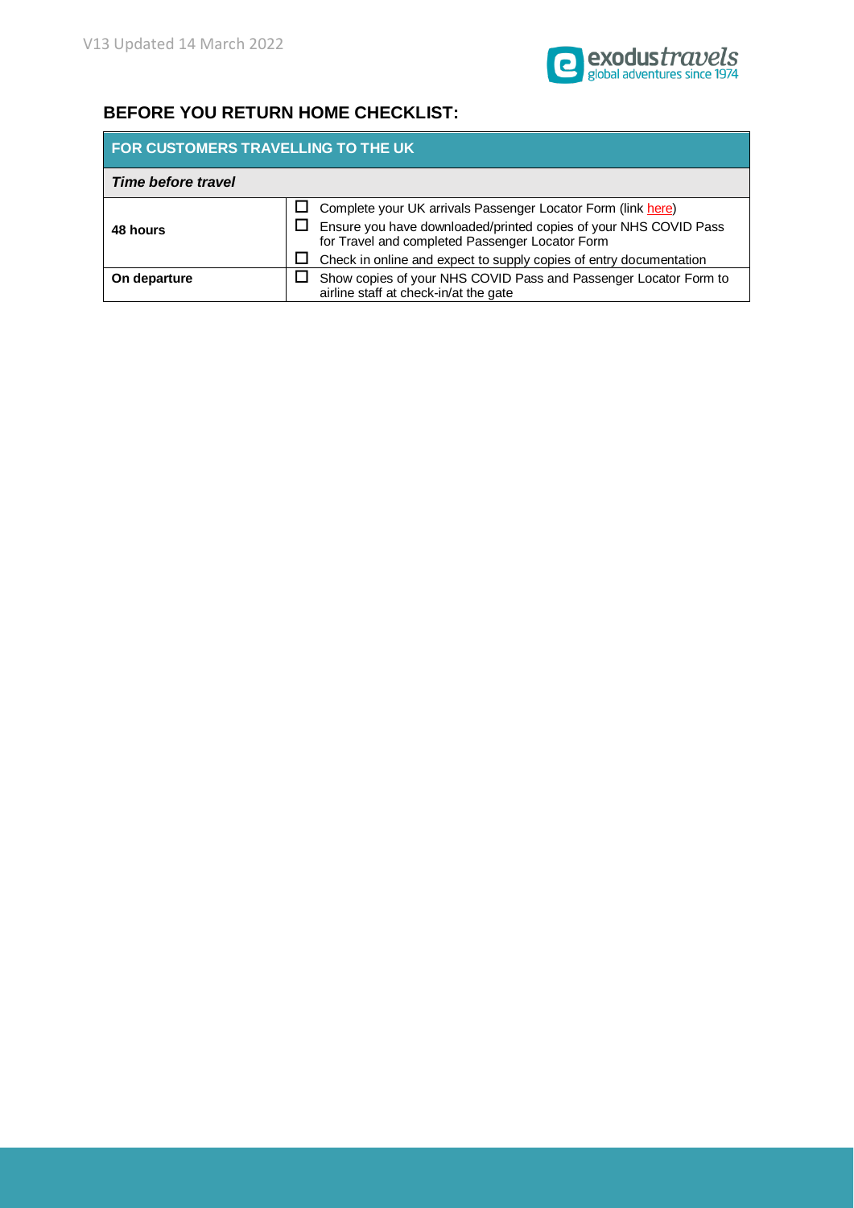## BEFORE YOU RETURN HOME CHECKLIST:

| FOR CUSTOMERS TRAVELLING TO THE UK | |
|---|---|
| ***Time before travel*** | |
| **48 hours** | ☐ Complete your UK arrivals Passenger Locator Form (link here)<br>☐ Ensure you have downloaded/printed copies of your NHS COVID Pass for Travel and completed Passenger Locator Form<br>☐ Check in online and expect to supply copies of entry documentation |
| **On departure** | ☐ Show copies of your NHS COVID Pass and Passenger Locator Form to airline staff at check-in/at the gate |